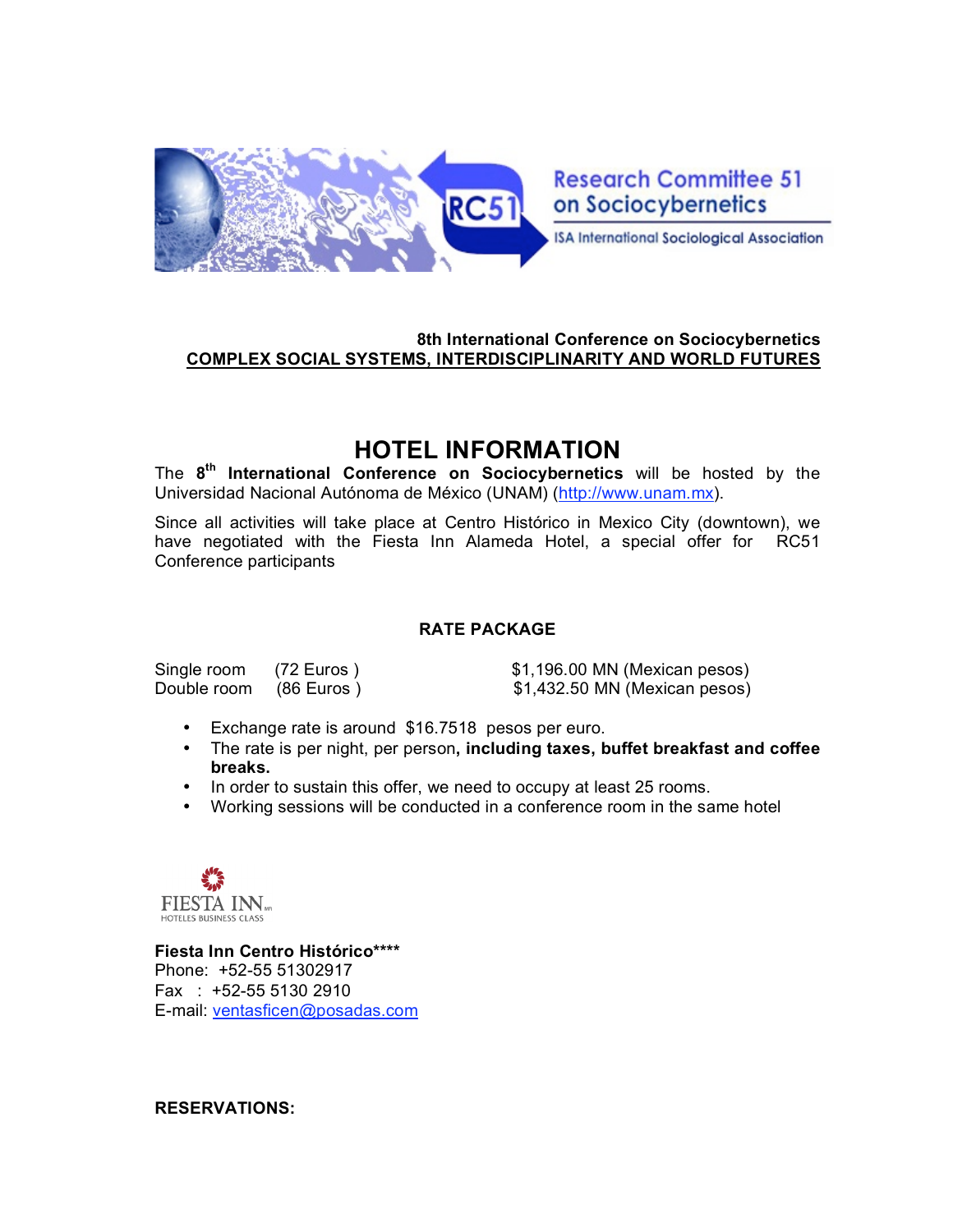Research Committee 51 on Sociocybernetics

ISA International Sociological Association

**8th International Conference on Sociocybernetics**
**COMPLEX SOCIAL SYSTEMS, INTERDISCIPLINARITY AND WORLD FUTURES**

# HOTEL INFORMATION

The **8th International Conference on Sociocybernetics** will be hosted by the Universidad Nacional Autónoma de México (UNAM) (http://www.unam.mx).

Since all activities will take place at Centro Histórico in Mexico City (downtown), we have negotiated with the Fiesta Inn Alameda Hotel, a special offer for RC51 Conference participants

## RATE PACKAGE

| | | |
|---|---|---|
| Single room | (72 Euros ) | $1,196.00 MN (Mexican pesos) |
| Double room | (86 Euros ) | $1,432.50 MN (Mexican pesos) |

- Exchange rate is around $16.7518 pesos per euro.
- The rate is per night, per person**, including taxes, buffet breakfast and coffee breaks.**
- In order to sustain this offer, we need to occupy at least 25 rooms.
- Working sessions will be conducted in a conference room in the same hotel

FIESTA INN
HOTELES BUSINESS CLASS

**Fiesta Inn Centro Histórico\*\*\*\***
Phone: +52-55 51302917
Fax : +52-55 5130 2910
E-mail: ventasficen@posadas.com

**RESERVATIONS:**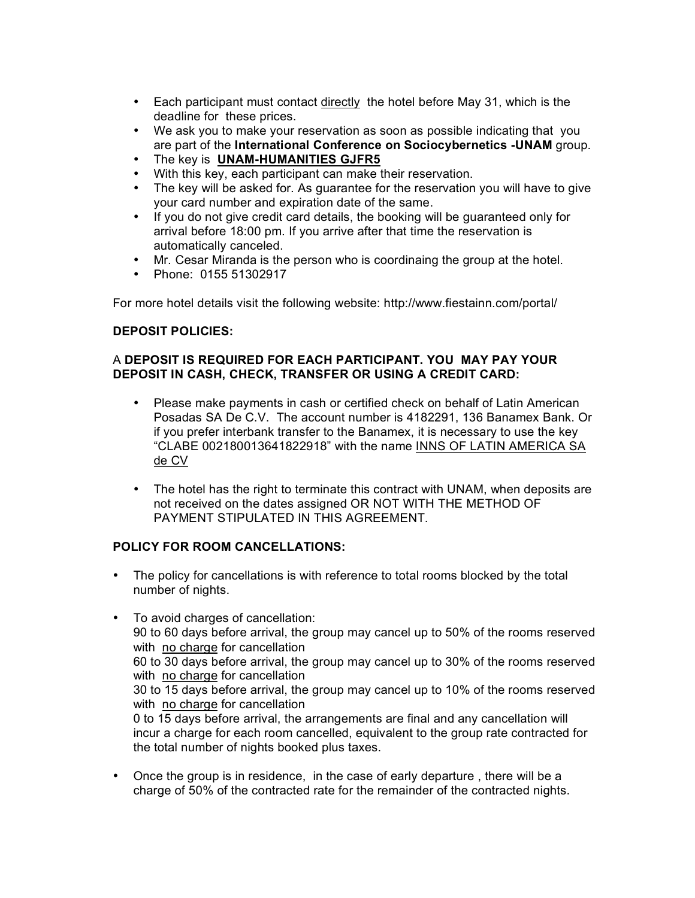- Each participant must contact directly the hotel before May 31, which is the deadline for these prices.
- We ask you to make your reservation as soon as possible indicating that you are part of the **International Conference on Sociocybernetics -UNAM** group.
- The key is **UNAM-HUMANITIES GJFR5**
- With this key, each participant can make their reservation.
- The key will be asked for. As guarantee for the reservation you will have to give your card number and expiration date of the same.
- If you do not give credit card details, the booking will be guaranteed only for arrival before 18:00 pm. If you arrive after that time the reservation is automatically canceled.
- Mr. Cesar Miranda is the person who is coordinaing the group at the hotel.
- Phone: 0155 51302917

For more hotel details visit the following website: http://www.fiestainn.com/portal/

**DEPOSIT POLICIES:**

A **DEPOSIT IS REQUIRED FOR EACH PARTICIPANT. YOU MAY PAY YOUR DEPOSIT IN CASH, CHECK, TRANSFER OR USING A CREDIT CARD:**

- Please make payments in cash or certified check on behalf of Latin American Posadas SA De C.V. The account number is 4182291, 136 Banamex Bank. Or if you prefer interbank transfer to the Banamex, it is necessary to use the key "CLABE 002180013641822918" with the name INNS OF LATIN AMERICA SA de CV

- The hotel has the right to terminate this contract with UNAM, when deposits are not received on the dates assigned OR NOT WITH THE METHOD OF PAYMENT STIPULATED IN THIS AGREEMENT.

**POLICY FOR ROOM CANCELLATIONS:**

- The policy for cancellations is with reference to total rooms blocked by the total number of nights.

- To avoid charges of cancellation:
  90 to 60 days before arrival, the group may cancel up to 50% of the rooms reserved with no charge for cancellation
  60 to 30 days before arrival, the group may cancel up to 30% of the rooms reserved with no charge for cancellation
  30 to 15 days before arrival, the group may cancel up to 10% of the rooms reserved with no charge for cancellation
  0 to 15 days before arrival, the arrangements are final and any cancellation will incur a charge for each room cancelled, equivalent to the group rate contracted for the total number of nights booked plus taxes.

- Once the group is in residence, in the case of early departure , there will be a charge of 50% of the contracted rate for the remainder of the contracted nights.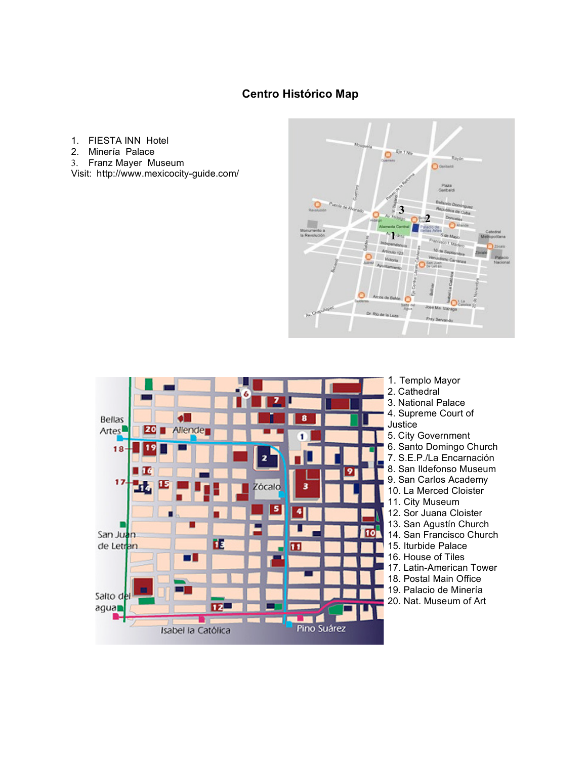## Centro Histórico Map

1. FIESTA INN Hotel
2. Minería Palace
3. Franz Mayer Museum

Visit: http://www.mexicocity-guide.com/

1. Templo Mayor
2. Cathedral
3. National Palace
4. Supreme Court of Justice
5. City Government
6. Santo Domingo Church
7. S.E.P./La Encarnación
8. San Ildefonso Museum
9. San Carlos Academy
10. La Merced Cloister
11. City Museum
12. Sor Juana Cloister
13. San Agustín Church
14. San Francisco Church
15. Iturbide Palace
16. House of Tiles
17. Latin-American Tower
18. Postal Main Office
19. Palacio de Minería
20. Nat. Museum of Art